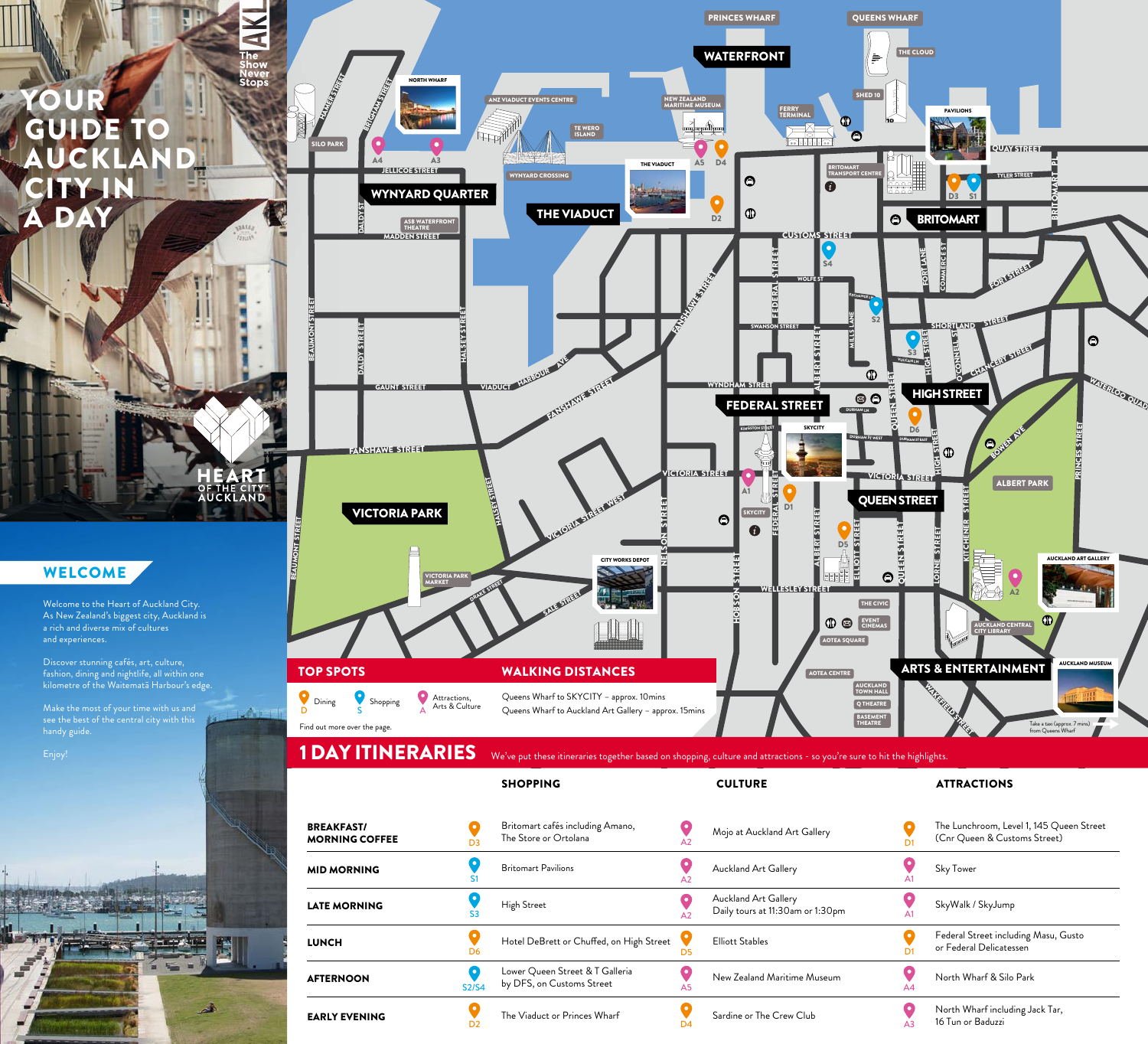# YOUR GUIDE TO AUCKLAND CITY IN A DAY

AKL The Show Never Stops

HEART OF THE CITY AUCKLAND

## WELCOME

Welcome to the Heart of Auckland City. As New Zealand's biggest city, Auckland is a rich and diverse mix of cultures and experiences.

Discover stunning cafés, art, culture, fashion, dining and nightlife, all within one kilometre of the Waitematā Harbour's edge.

Make the most of your time with us and see the best of the central city with this handy guide.

Enjoy!

## TOP SPOTS

- D – Dining
- S – Shopping
- A – Attractions, Arts & Culture

Find out more over the page.

## WALKING DISTANCES

Queens Wharf to SKYCITY – approx. 10mins

Queens Wharf to Auckland Art Gallery – approx. 15mins

Take a taxi (approx. 7 mins) from Queens Wharf

## 1 DAY ITINERARIES

We've put these itineraries together based on shopping, culture and attractions - so you're sure to hit the highlights.

| | | SHOPPING | | CULTURE | | ATTRACTIONS |
|---|---|---|---|---|---|---|
| BREAKFAST/ MORNING COFFEE | D3 | Britomart cafés including Amano, The Store or Ortolana | A2 | Mojo at Auckland Art Gallery | D1 | The Lunchroom, Level 1, 145 Queen Street (Cnr Queen & Customs Street) |
| MID MORNING | S1 | Britomart Pavilions | A2 | Auckland Art Gallery | A1 | Sky Tower |
| LATE MORNING | S3 | High Street | A2 | Auckland Art Gallery Daily tours at 11:30am or 1:30pm | A1 | SkyWalk / SkyJump |
| LUNCH | D6 | Hotel DeBrett or Chuffed, on High Street | D5 | Elliott Stables | D1 | Federal Street including Masu, Gusto or Federal Delicatessen |
| AFTERNOON | S2/S4 | Lower Queen Street & T Galleria by DFS, on Customs Street | A5 | New Zealand Maritime Museum | A4 | North Wharf & Silo Park |
| EARLY EVENING | D2 | The Viaduct or Princes Wharf | D4 | Sardine or The Crew Club | A3 | North Wharf including Jack Tar, 16 Tun or Baduzzi |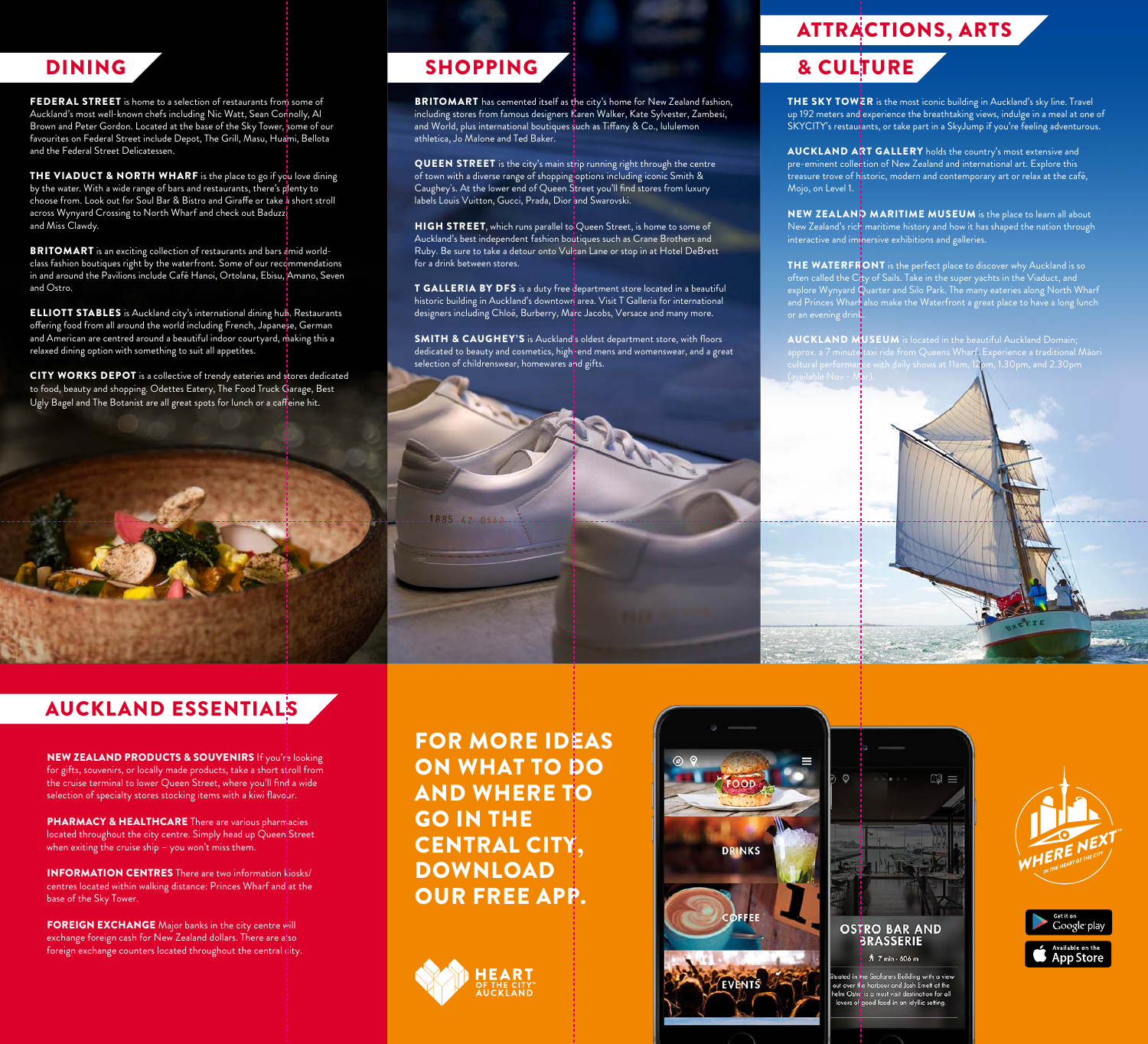## DINING

**FEDERAL STREET** is home to a selection of restaurants from some of Auckland's most well-known chefs including Nic Watt, Sean Connolly, Al Brown and Peter Gordon. Located at the base of the Sky Tower, some of our favourites on Federal Street include Depot, The Grill, Masu, Huami, Bellota and the Federal Street Delicatessen.

**THE VIADUCT & NORTH WHARF** is the place to go if you love dining by the water. With a wide range of bars and restaurants, there's plenty to choose from. Look out for Soul Bar & Bistro and Giraffe or take a short stroll across Wynyard Crossing to North Wharf and check out Baduzzi and Miss Clawdy.

**BRITOMART** is an exciting collection of restaurants and bars amid world-class fashion boutiques right by the waterfront. Some of our recommendations in and around the Pavilions include Café Hanoi, Ortolana, Ebisu, Amano, Seven and Ostro.

**ELLIOTT STABLES** is Auckland city's international dining hub. Restaurants offering food from all around the world including French, Japanese, German and American are centred around a beautiful indoor courtyard, making this a relaxed dining option with something to suit all appetites.

**CITY WORKS DEPOT** is a collective of trendy eateries and stores dedicated to food, beauty and shopping. Odettes Eatery, The Food Truck Garage, Best Ugly Bagel and The Botanist are all great spots for lunch or a caffeine hit.

## SHOPPING

**BRITOMART** has cemented itself as the city's home for New Zealand fashion, including stores from famous designers Karen Walker, Kate Sylvester, Zambesi, and World, plus international boutiques such as Tiffany & Co., lululemon athletica, Jo Malone and Ted Baker.

**QUEEN STREET** is the city's main strip running right through the centre of town with a diverse range of shopping options including iconic Smith & Caughey's. At the lower end of Queen Street you'll find stores from luxury labels Louis Vuitton, Gucci, Prada, Dior and Swarovski.

**HIGH STREET**, which runs parallel to Queen Street, is home to some of Auckland's best independent fashion boutiques such as Crane Brothers and Ruby. Be sure to take a detour onto Vulcan Lane or stop in at Hotel DeBrett for a drink between stores.

**T GALLERIA BY DFS** is a duty free department store located in a beautiful historic building in Auckland's downtown area. Visit T Galleria for international designers including Chloé, Burberry, Marc Jacobs, Versace and many more.

**SMITH & CAUGHEY'S** is Auckland's oldest department store, with floors dedicated to beauty and cosmetics, high-end mens and womenswear, and a great selection of childrenswear, homewares and gifts.

## ATTRACTIONS, ARTS & CULTURE

**THE SKY TOWER** is the most iconic building in Auckland's sky line. Travel up 192 meters and experience the breathtaking views, indulge in a meal at one of SKYCITY's restaurants, or take part in a SkyJump if you're feeling adventurous.

**AUCKLAND ART GALLERY** holds the country's most extensive and pre-eminent collection of New Zealand and international art. Explore this treasure trove of historic, modern and contemporary art or relax at the café, Mojo, on Level 1.

**NEW ZEALAND MARITIME MUSEUM** is the place to learn all about New Zealand's rich maritime history and how it has shaped the nation through interactive and immersive exhibitions and galleries.

**THE WATERFRONT** is the perfect place to discover why Auckland is so often called the City of Sails. Take in the super yachts in the Viaduct, and explore Wynyard Quarter and Silo Park. The many eateries along North Wharf and Princes Wharf also make the Waterfront a great place to have a long lunch or an evening drink.

**AUCKLAND MUSEUM** is located in the beautiful Auckland Domain; approx. a 7 minute taxi ride from Queens Wharf. Experience a traditional Māori cultural performance with daily shows at 11am, 12pm, 1.30pm, and 2.30pm (available Nov - Mar).

## AUCKLAND ESSENTIALS

**NEW ZEALAND PRODUCTS & SOUVENIRS** If you're looking for gifts, souvenirs, or locally made products, take a short stroll from the cruise terminal to lower Queen Street, where you'll find a wide selection of specialty stores stocking items with a kiwi flavour.

**PHARMACY & HEALTHCARE** There are various pharmacies located throughout the city centre. Simply head up Queen Street when exiting the cruise ship – you won't miss them.

**INFORMATION CENTRES** There are two information kiosks/centres located within walking distance: Princes Wharf and at the base of the Sky Tower.

**FOREIGN EXCHANGE** Major banks in the city centre will exchange foreign cash for New Zealand dollars. There are also foreign exchange counters located throughout the central city.

**FOR MORE IDEAS ON WHAT TO DO AND WHERE TO GO IN THE CENTRAL CITY, DOWNLOAD OUR FREE APP.**

HEART OF THE CITY AUCKLAND

WHERE NEXT IN THE HEART OF THE CITY

Get it on Google play

Available on the App Store